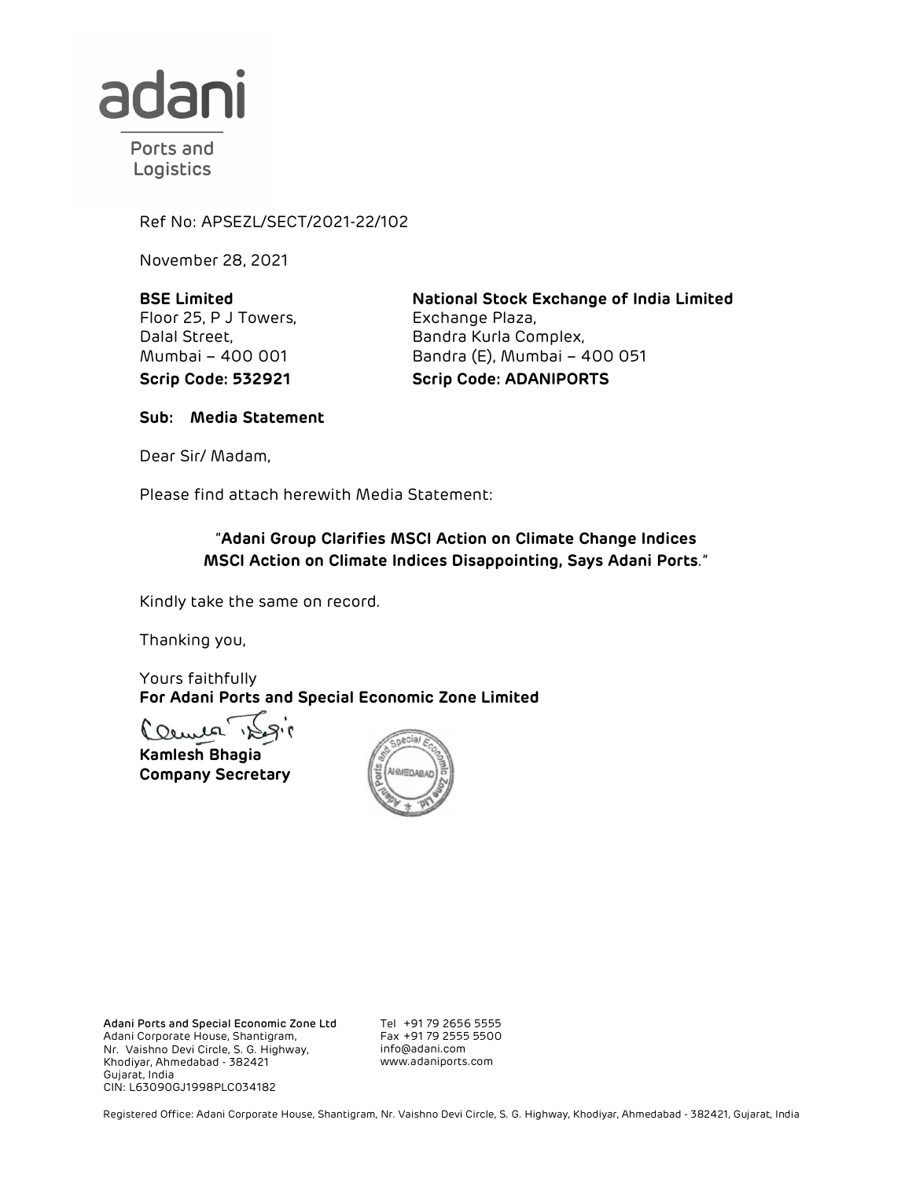Ref No: APSEZL/SECT/2021-22/102

November 28, 2021

**BSE Limited**
Floor 25, P J Towers,
Dalal Street,
Mumbai – 400 001
**Scrip Code: 532921**

**National Stock Exchange of India Limited**
Exchange Plaza,
Bandra Kurla Complex,
Bandra (E), Mumbai – 400 051
**Scrip Code: ADANIPORTS**

**Sub: Media Statement**

Dear Sir/ Madam,

Please find attach herewith Media Statement:

"**Adani Group Clarifies MSCI Action on Climate Change Indices MSCI Action on Climate Indices Disappointing, Says Adani Ports**."

Kindly take the same on record.

Thanking you,

Yours faithfully
**For Adani Ports and Special Economic Zone Limited**

**Kamlesh Bhagia**
**Company Secretary**

**Adani Ports and Special Economic Zone Ltd**
Adani Corporate House, Shantigram,
Nr. Vaishno Devi Circle, S. G. Highway,
Khodiyar, Ahmedabad - 382421
Gujarat, India
CIN: L63090GJ1998PLC034182

Tel +91 79 2656 5555
Fax +91 79 2555 5500
info@adani.com
www.adaniports.com

Registered Office: Adani Corporate House, Shantigram, Nr. Vaishno Devi Circle, S. G. Highway, Khodiyar, Ahmedabad - 382421, Gujarat, India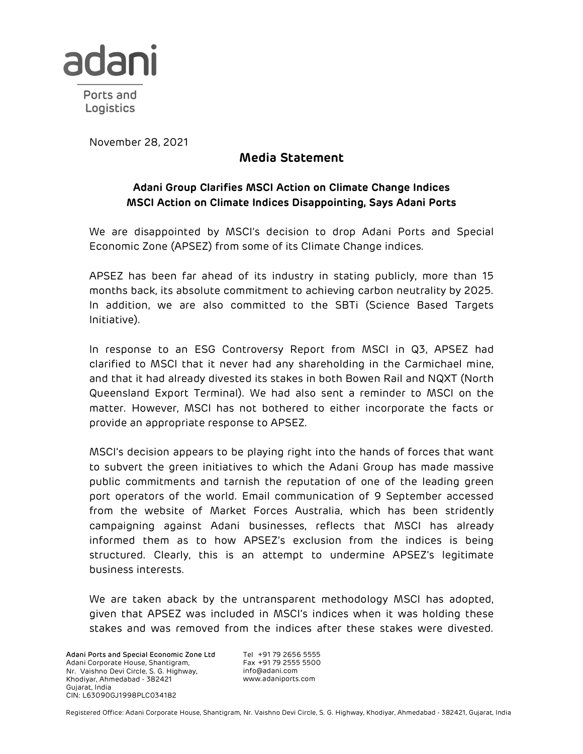November 28, 2021

## Media Statement

### Adani Group Clarifies MSCI Action on Climate Change Indices
### MSCI Action on Climate Indices Disappointing, Says Adani Ports

We are disappointed by MSCI's decision to drop Adani Ports and Special Economic Zone (APSEZ) from some of its Climate Change indices.

APSEZ has been far ahead of its industry in stating publicly, more than 15 months back, its absolute commitment to achieving carbon neutrality by 2025. In addition, we are also committed to the SBTi (Science Based Targets Initiative).

In response to an ESG Controversy Report from MSCI in Q3, APSEZ had clarified to MSCI that it never had any shareholding in the Carmichael mine, and that it had already divested its stakes in both Bowen Rail and NQXT (North Queensland Export Terminal). We had also sent a reminder to MSCI on the matter. However, MSCI has not bothered to either incorporate the facts or provide an appropriate response to APSEZ.

MSCI's decision appears to be playing right into the hands of forces that want to subvert the green initiatives to which the Adani Group has made massive public commitments and tarnish the reputation of one of the leading green port operators of the world. Email communication of 9 September accessed from the website of Market Forces Australia, which has been stridently campaigning against Adani businesses, reflects that MSCI has already informed them as to how APSEZ's exclusion from the indices is being structured. Clearly, this is an attempt to undermine APSEZ's legitimate business interests.

We are taken aback by the untransparent methodology MSCI has adopted, given that APSEZ was included in MSCI's indices when it was holding these stakes and was removed from the indices after these stakes were divested.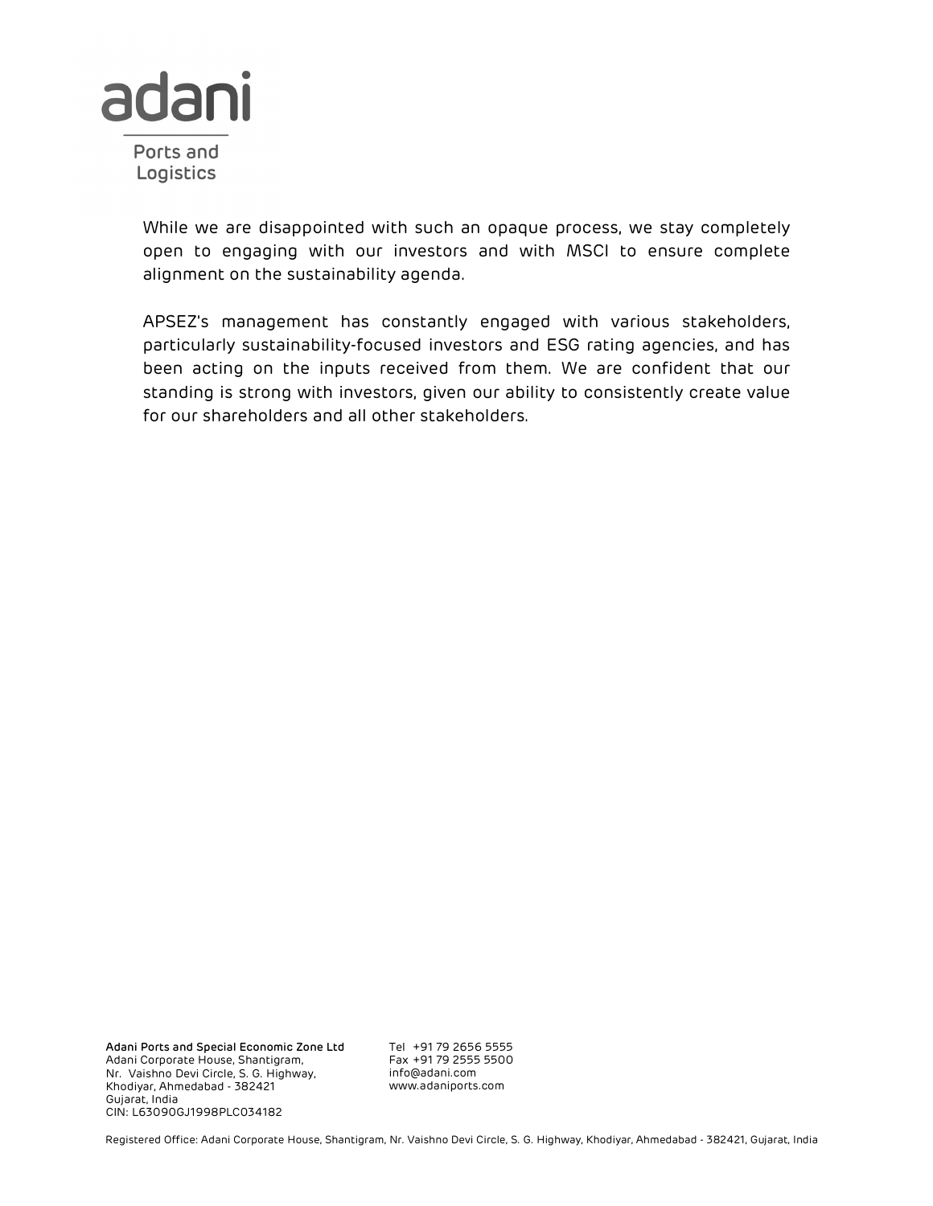While we are disappointed with such an opaque process, we stay completely open to engaging with our investors and with MSCI to ensure complete alignment on the sustainability agenda.

APSEZ's management has constantly engaged with various stakeholders, particularly sustainability-focused investors and ESG rating agencies, and has been acting on the inputs received from them. We are confident that our standing is strong with investors, given our ability to consistently create value for our shareholders and all other stakeholders.